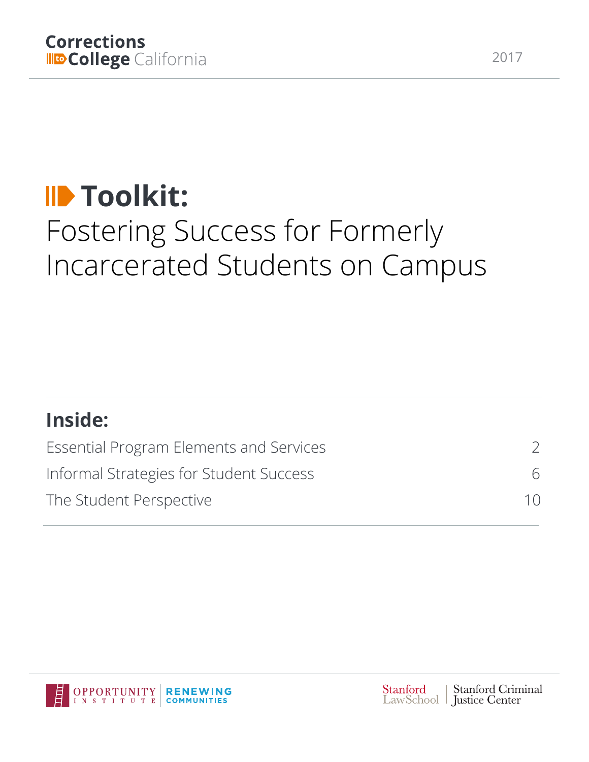Corrections to College California

2017

# Toolkit:

## Fostering Success for Formerly Incarcerated Students on Campus

**Inside:**

| | |
|---|---|
| Essential Program Elements and Services | 2 |
| Informal Strategies for Student Success | 6 |
| The Student Perspective | 10 |

Opportunity Institute | Renewing Communities

Stanford Law School | Stanford Criminal Justice Center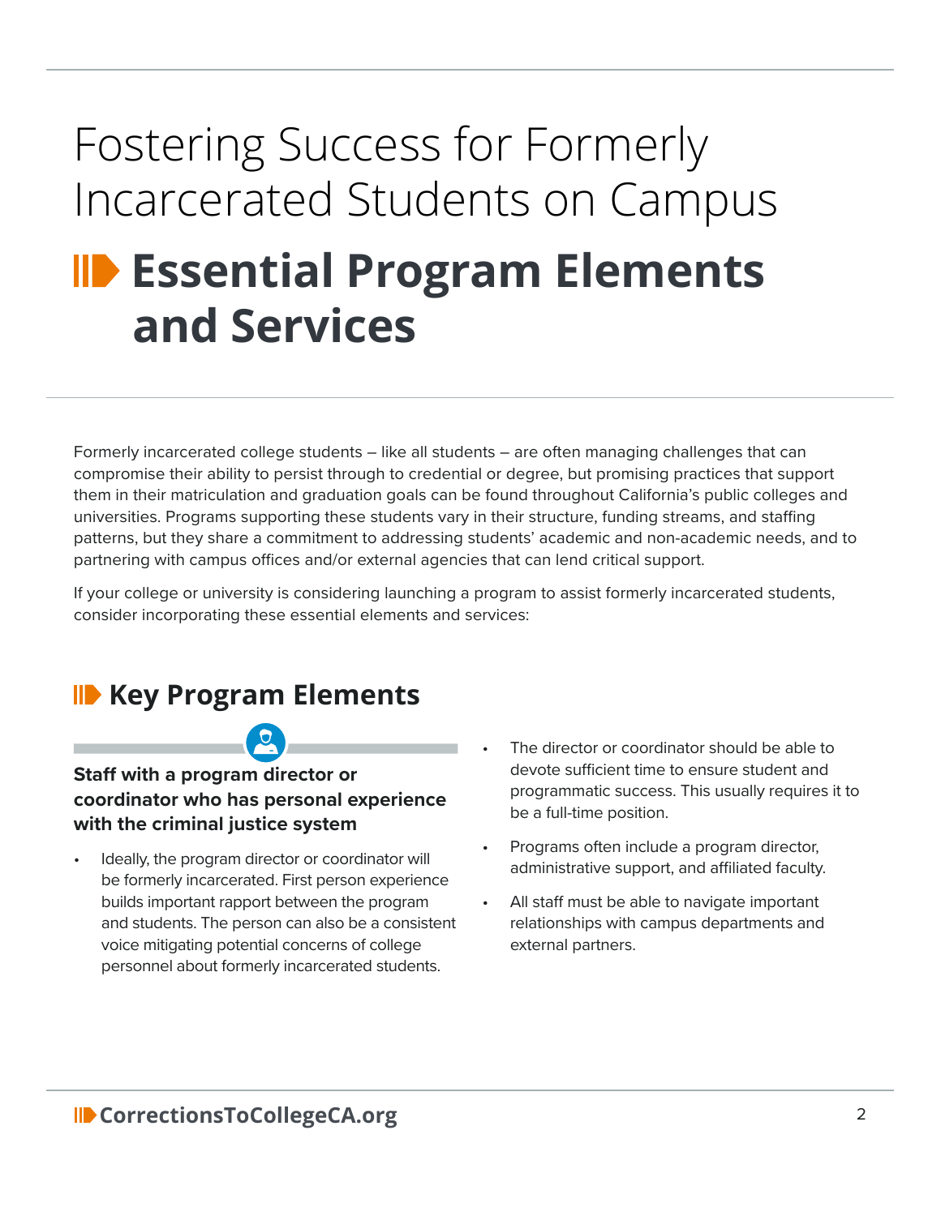# Fostering Success for Formerly Incarcerated Students on Campus

## Essential Program Elements and Services

Formerly incarcerated college students – like all students – are often managing challenges that can compromise their ability to persist through to credential or degree, but promising practices that support them in their matriculation and graduation goals can be found throughout California's public colleges and universities. Programs supporting these students vary in their structure, funding streams, and staffing patterns, but they share a commitment to addressing students' academic and non-academic needs, and to partnering with campus offices and/or external agencies that can lend critical support.

If your college or university is considering launching a program to assist formerly incarcerated students, consider incorporating these essential elements and services:

## Key Program Elements

**Staff with a program director or coordinator who has personal experience with the criminal justice system**

- Ideally, the program director or coordinator will be formerly incarcerated. First person experience builds important rapport between the program and students. The person can also be a consistent voice mitigating potential concerns of college personnel about formerly incarcerated students.
- The director or coordinator should be able to devote sufficient time to ensure student and programmatic success. This usually requires it to be a full-time position.
- Programs often include a program director, administrative support, and affiliated faculty.
- All staff must be able to navigate important relationships with campus departments and external partners.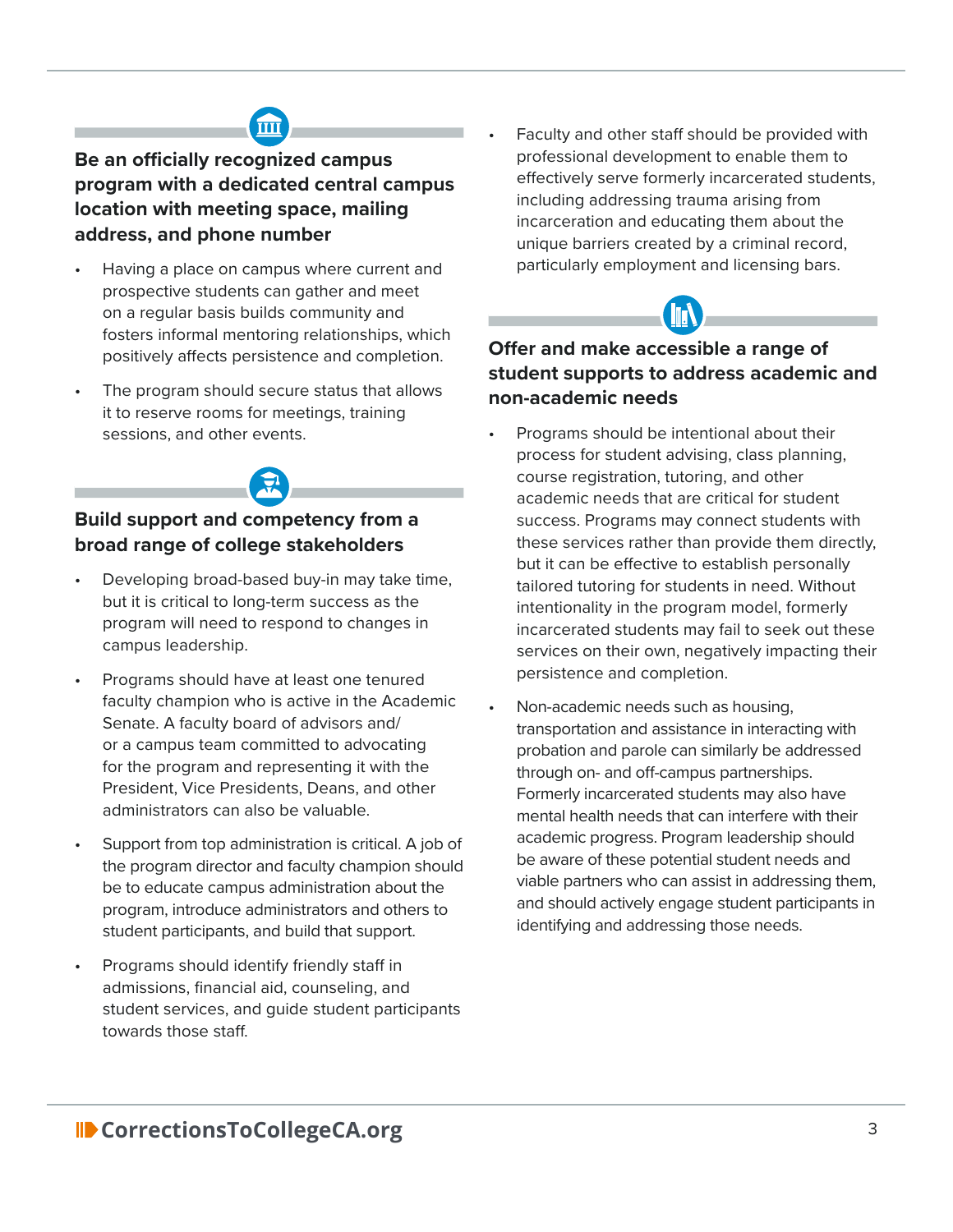### Be an officially recognized campus program with a dedicated central campus location with meeting space, mailing address, and phone number

- Having a place on campus where current and prospective students can gather and meet on a regular basis builds community and fosters informal mentoring relationships, which positively affects persistence and completion.
- The program should secure status that allows it to reserve rooms for meetings, training sessions, and other events.

### Build support and competency from a broad range of college stakeholders

- Developing broad-based buy-in may take time, but it is critical to long-term success as the program will need to respond to changes in campus leadership.
- Programs should have at least one tenured faculty champion who is active in the Academic Senate. A faculty board of advisors and/or a campus team committed to advocating for the program and representing it with the President, Vice Presidents, Deans, and other administrators can also be valuable.
- Support from top administration is critical. A job of the program director and faculty champion should be to educate campus administration about the program, introduce administrators and others to student participants, and build that support.
- Programs should identify friendly staff in admissions, financial aid, counseling, and student services, and guide student participants towards those staff.
- Faculty and other staff should be provided with professional development to enable them to effectively serve formerly incarcerated students, including addressing trauma arising from incarceration and educating them about the unique barriers created by a criminal record, particularly employment and licensing bars.

### Offer and make accessible a range of student supports to address academic and non-academic needs

- Programs should be intentional about their process for student advising, class planning, course registration, tutoring, and other academic needs that are critical for student success. Programs may connect students with these services rather than provide them directly, but it can be effective to establish personally tailored tutoring for students in need. Without intentionality in the program model, formerly incarcerated students may fail to seek out these services on their own, negatively impacting their persistence and completion.
- Non-academic needs such as housing, transportation and assistance in interacting with probation and parole can similarly be addressed through on- and off-campus partnerships. Formerly incarcerated students may also have mental health needs that can interfere with their academic progress. Program leadership should be aware of these potential student needs and viable partners who can assist in addressing them, and should actively engage student participants in identifying and addressing those needs.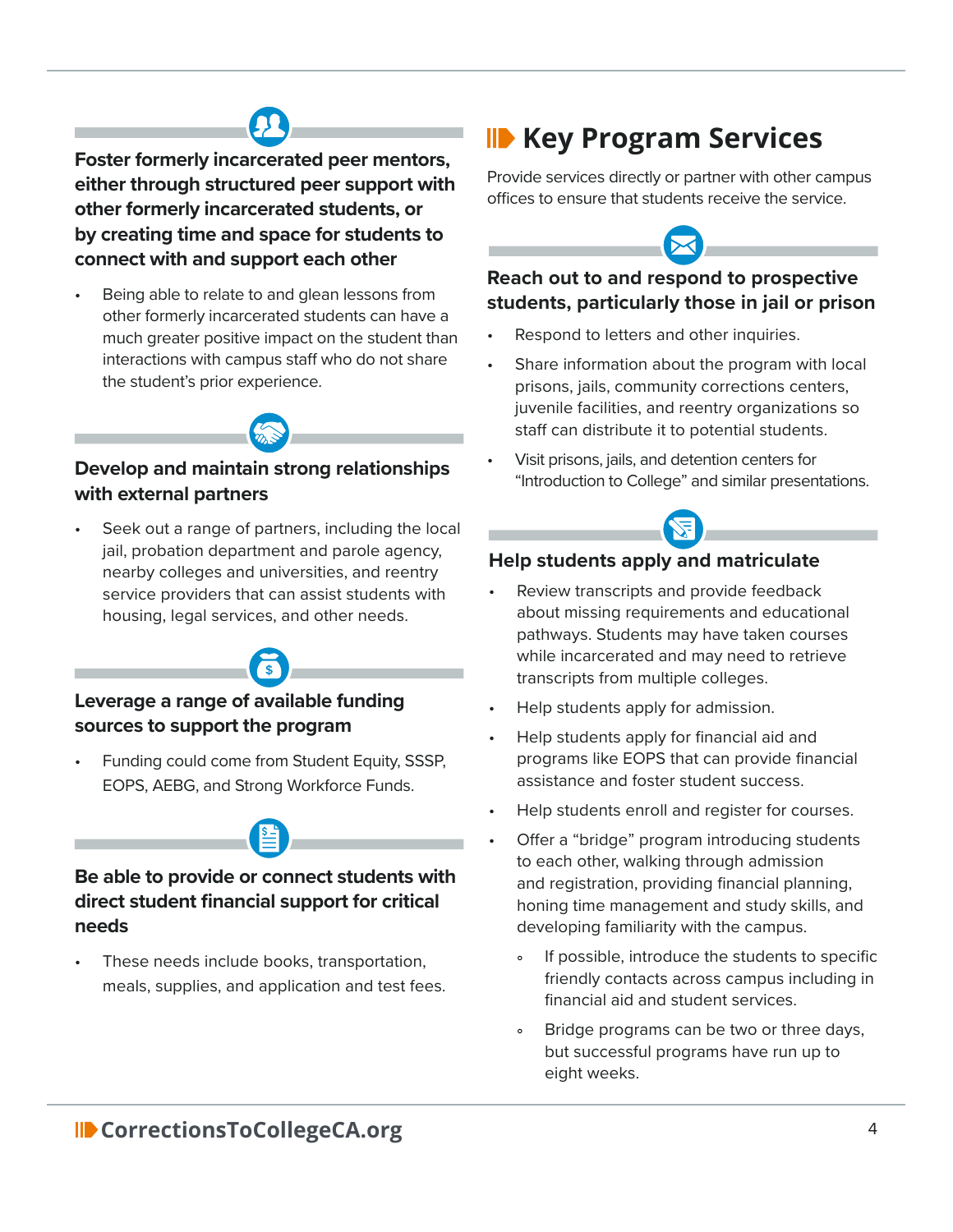**Foster formerly incarcerated peer mentors, either through structured peer support with other formerly incarcerated students, or by creating time and space for students to connect with and support each other**

- Being able to relate to and glean lessons from other formerly incarcerated students can have a much greater positive impact on the student than interactions with campus staff who do not share the student's prior experience.

**Develop and maintain strong relationships with external partners**

- Seek out a range of partners, including the local jail, probation department and parole agency, nearby colleges and universities, and reentry service providers that can assist students with housing, legal services, and other needs.

**Leverage a range of available funding sources to support the program**

- Funding could come from Student Equity, SSSP, EOPS, AEBG, and Strong Workforce Funds.

**Be able to provide or connect students with direct student financial support for critical needs**

- These needs include books, transportation, meals, supplies, and application and test fees.

# Key Program Services

Provide services directly or partner with other campus offices to ensure that students receive the service.

**Reach out to and respond to prospective students, particularly those in jail or prison**

- Respond to letters and other inquiries.
- Share information about the program with local prisons, jails, community corrections centers, juvenile facilities, and reentry organizations so staff can distribute it to potential students.
- Visit prisons, jails, and detention centers for "Introduction to College" and similar presentations.

**Help students apply and matriculate**

- Review transcripts and provide feedback about missing requirements and educational pathways. Students may have taken courses while incarcerated and may need to retrieve transcripts from multiple colleges.
- Help students apply for admission.
- Help students apply for financial aid and programs like EOPS that can provide financial assistance and foster student success.
- Help students enroll and register for courses.
- Offer a "bridge" program introducing students to each other, walking through admission and registration, providing financial planning, honing time management and study skills, and developing familiarity with the campus.
    - If possible, introduce the students to specific friendly contacts across campus including in financial aid and student services.
    - Bridge programs can be two or three days, but successful programs have run up to eight weeks.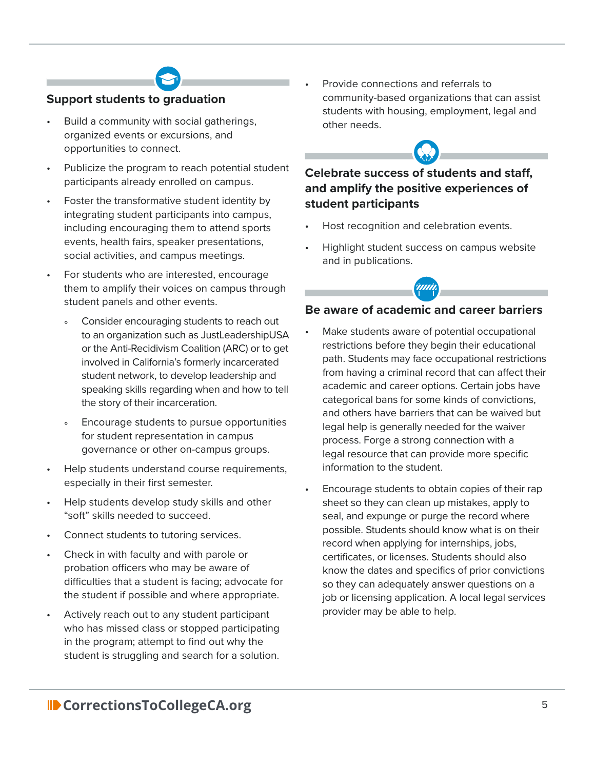## Support students to graduation

- Build a community with social gatherings, organized events or excursions, and opportunities to connect.
- Publicize the program to reach potential student participants already enrolled on campus.
- Foster the transformative student identity by integrating student participants into campus, including encouraging them to attend sports events, health fairs, speaker presentations, social activities, and campus meetings.
- For students who are interested, encourage them to amplify their voices on campus through student panels and other events.
  - Consider encouraging students to reach out to an organization such as JustLeadershipUSA or the Anti-Recidivism Coalition (ARC) or to get involved in California's formerly incarcerated student network, to develop leadership and speaking skills regarding when and how to tell the story of their incarceration.
  - Encourage students to pursue opportunities for student representation in campus governance or other on-campus groups.
- Help students understand course requirements, especially in their first semester.
- Help students develop study skills and other "soft" skills needed to succeed.
- Connect students to tutoring services.
- Check in with faculty and with parole or probation officers who may be aware of difficulties that a student is facing; advocate for the student if possible and where appropriate.
- Actively reach out to any student participant who has missed class or stopped participating in the program; attempt to find out why the student is struggling and search for a solution.
- Provide connections and referrals to community-based organizations that can assist students with housing, employment, legal and other needs.

## Celebrate success of students and staff, and amplify the positive experiences of student participants

- Host recognition and celebration events.
- Highlight student success on campus website and in publications.

## Be aware of academic and career barriers

- Make students aware of potential occupational restrictions before they begin their educational path. Students may face occupational restrictions from having a criminal record that can affect their academic and career options. Certain jobs have categorical bans for some kinds of convictions, and others have barriers that can be waived but legal help is generally needed for the waiver process. Forge a strong connection with a legal resource that can provide more specific information to the student.
- Encourage students to obtain copies of their rap sheet so they can clean up mistakes, apply to seal, and expunge or purge the record where possible. Students should know what is on their record when applying for internships, jobs, certificates, or licenses. Students should also know the dates and specifics of prior convictions so they can adequately answer questions on a job or licensing application. A local legal services provider may be able to help.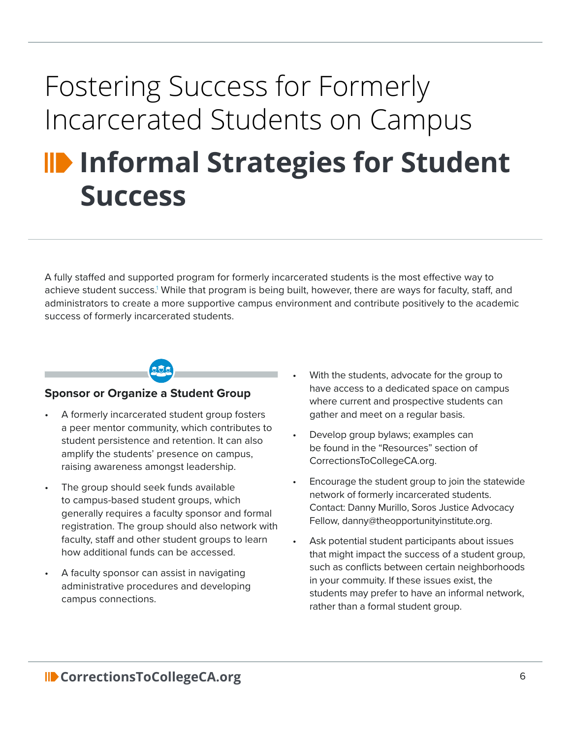# Fostering Success for Formerly Incarcerated Students on Campus

## Informal Strategies for Student Success

A fully staffed and supported program for formerly incarcerated students is the most effective way to achieve student success.[1] While that program is being built, however, there are ways for faculty, staff, and administrators to create a more supportive campus environment and contribute positively to the academic success of formerly incarcerated students.

### Sponsor or Organize a Student Group

- A formerly incarcerated student group fosters a peer mentor community, which contributes to student persistence and retention. It can also amplify the students' presence on campus, raising awareness amongst leadership.
- The group should seek funds available to campus-based student groups, which generally requires a faculty sponsor and formal registration. The group should also network with faculty, staff and other student groups to learn how additional funds can be accessed.
- A faculty sponsor can assist in navigating administrative procedures and developing campus connections.
- With the students, advocate for the group to have access to a dedicated space on campus where current and prospective students can gather and meet on a regular basis.
- Develop group bylaws; examples can be found in the "Resources" section of CorrectionsToCollegeCA.org.
- Encourage the student group to join the statewide network of formerly incarcerated students. Contact: Danny Murillo, Soros Justice Advocacy Fellow, danny@theopportunityinstitute.org.
- Ask potential student participants about issues that might impact the success of a student group, such as conflicts between certain neighborhoods in your commuity. If these issues exist, the students may prefer to have an informal network, rather than a formal student group.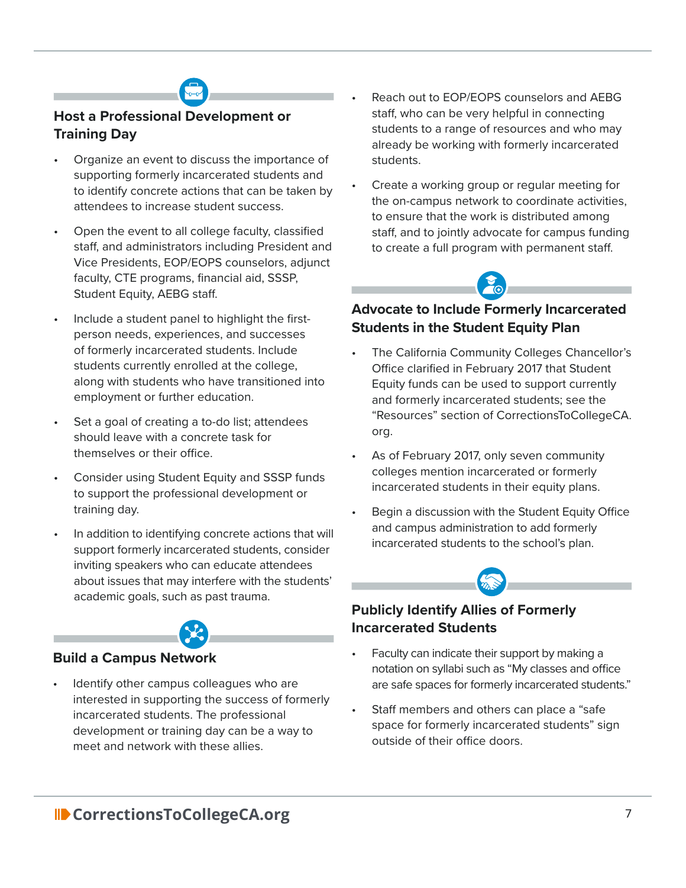### Host a Professional Development or Training Day

- Organize an event to discuss the importance of supporting formerly incarcerated students and to identify concrete actions that can be taken by attendees to increase student success.
- Open the event to all college faculty, classified staff, and administrators including President and Vice Presidents, EOP/EOPS counselors, adjunct faculty, CTE programs, financial aid, SSSP, Student Equity, AEBG staff.
- Include a student panel to highlight the first-person needs, experiences, and successes of formerly incarcerated students. Include students currently enrolled at the college, along with students who have transitioned into employment or further education.
- Set a goal of creating a to-do list; attendees should leave with a concrete task for themselves or their office.
- Consider using Student Equity and SSSP funds to support the professional development or training day.
- In addition to identifying concrete actions that will support formerly incarcerated students, consider inviting speakers who can educate attendees about issues that may interfere with the students' academic goals, such as past trauma.

### Build a Campus Network

- Identify other campus colleagues who are interested in supporting the success of formerly incarcerated students. The professional development or training day can be a way to meet and network with these allies.
- Reach out to EOP/EOPS counselors and AEBG staff, who can be very helpful in connecting students to a range of resources and who may already be working with formerly incarcerated students.
- Create a working group or regular meeting for the on-campus network to coordinate activities, to ensure that the work is distributed among staff, and to jointly advocate for campus funding to create a full program with permanent staff.

### Advocate to Include Formerly Incarcerated Students in the Student Equity Plan

- The California Community Colleges Chancellor's Office clarified in February 2017 that Student Equity funds can be used to support currently and formerly incarcerated students; see the "Resources" section of CorrectionsToCollegeCA.org.
- As of February 2017, only seven community colleges mention incarcerated or formerly incarcerated students in their equity plans.
- Begin a discussion with the Student Equity Office and campus administration to add formerly incarcerated students to the school's plan.

### Publicly Identify Allies of Formerly Incarcerated Students

- Faculty can indicate their support by making a notation on syllabi such as "My classes and office are safe spaces for formerly incarcerated students."
- Staff members and others can place a "safe space for formerly incarcerated students" sign outside of their office doors.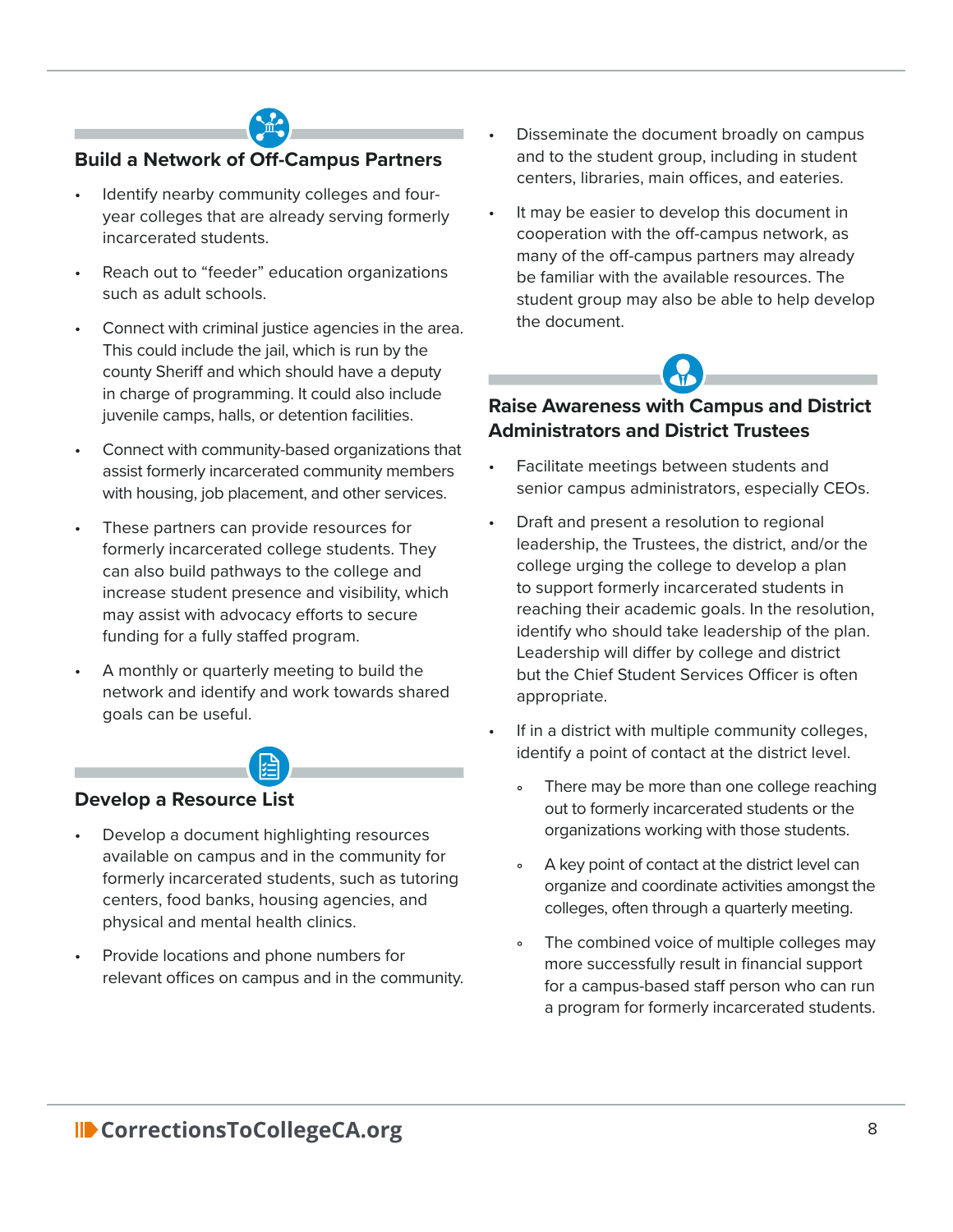## Build a Network of Off-Campus Partners

- Identify nearby community colleges and four-year colleges that are already serving formerly incarcerated students.
- Reach out to "feeder" education organizations such as adult schools.
- Connect with criminal justice agencies in the area. This could include the jail, which is run by the county Sheriff and which should have a deputy in charge of programming. It could also include juvenile camps, halls, or detention facilities.
- Connect with community-based organizations that assist formerly incarcerated community members with housing, job placement, and other services.
- These partners can provide resources for formerly incarcerated college students. They can also build pathways to the college and increase student presence and visibility, which may assist with advocacy efforts to secure funding for a fully staffed program.
- A monthly or quarterly meeting to build the network and identify and work towards shared goals can be useful.

## Develop a Resource List

- Develop a document highlighting resources available on campus and in the community for formerly incarcerated students, such as tutoring centers, food banks, housing agencies, and physical and mental health clinics.
- Provide locations and phone numbers for relevant offices on campus and in the community.
- Disseminate the document broadly on campus and to the student group, including in student centers, libraries, main offices, and eateries.
- It may be easier to develop this document in cooperation with the off-campus network, as many of the off-campus partners may already be familiar with the available resources. The student group may also be able to help develop the document.

## Raise Awareness with Campus and District Administrators and District Trustees

- Facilitate meetings between students and senior campus administrators, especially CEOs.
- Draft and present a resolution to regional leadership, the Trustees, the district, and/or the college urging the college to develop a plan to support formerly incarcerated students in reaching their academic goals. In the resolution, identify who should take leadership of the plan. Leadership will differ by college and district but the Chief Student Services Officer is often appropriate.
- If in a district with multiple community colleges, identify a point of contact at the district level.
  - There may be more than one college reaching out to formerly incarcerated students or the organizations working with those students.
  - A key point of contact at the district level can organize and coordinate activities amongst the colleges, often through a quarterly meeting.
  - The combined voice of multiple colleges may more successfully result in financial support for a campus-based staff person who can run a program for formerly incarcerated students.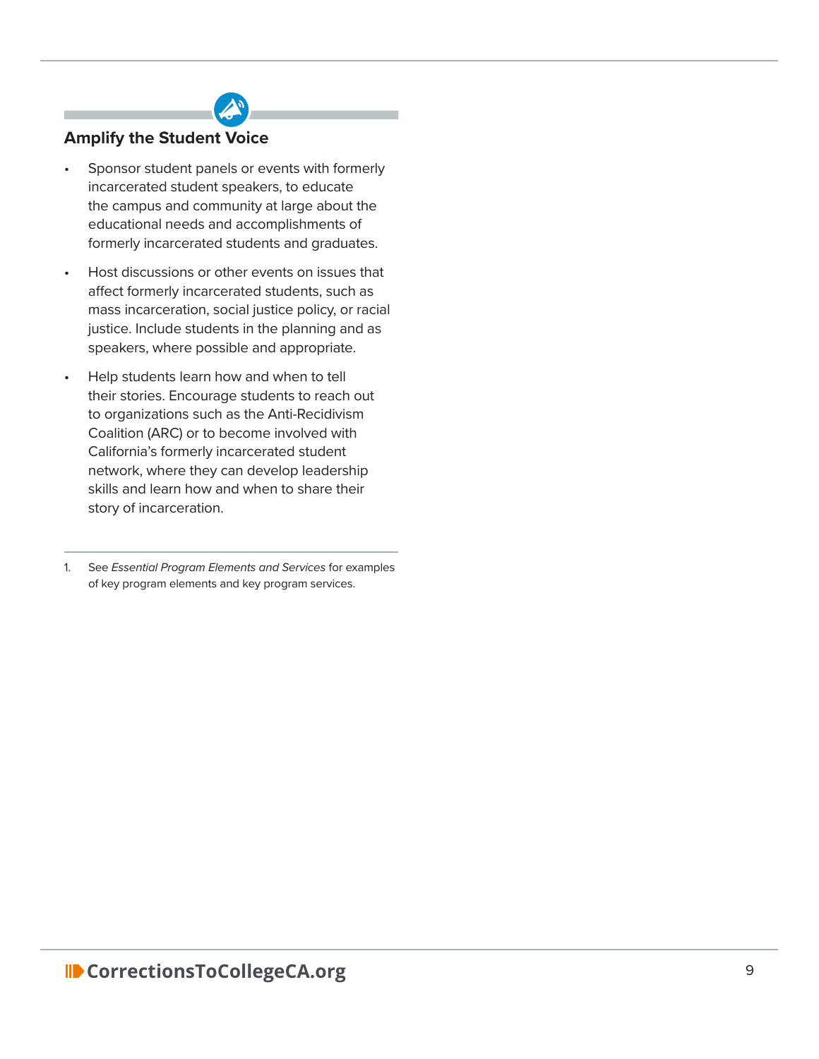## Amplify the Student Voice

- Sponsor student panels or events with formerly incarcerated student speakers, to educate the campus and community at large about the educational needs and accomplishments of formerly incarcerated students and graduates.
- Host discussions or other events on issues that affect formerly incarcerated students, such as mass incarceration, social justice policy, or racial justice. Include students in the planning and as speakers, where possible and appropriate.
- Help students learn how and when to tell their stories. Encourage students to reach out to organizations such as the Anti-Recidivism Coalition (ARC) or to become involved with California's formerly incarcerated student network, where they can develop leadership skills and learn how and when to share their story of incarceration.

---

1. See *Essential Program Elements and Services* for examples of key program elements and key program services.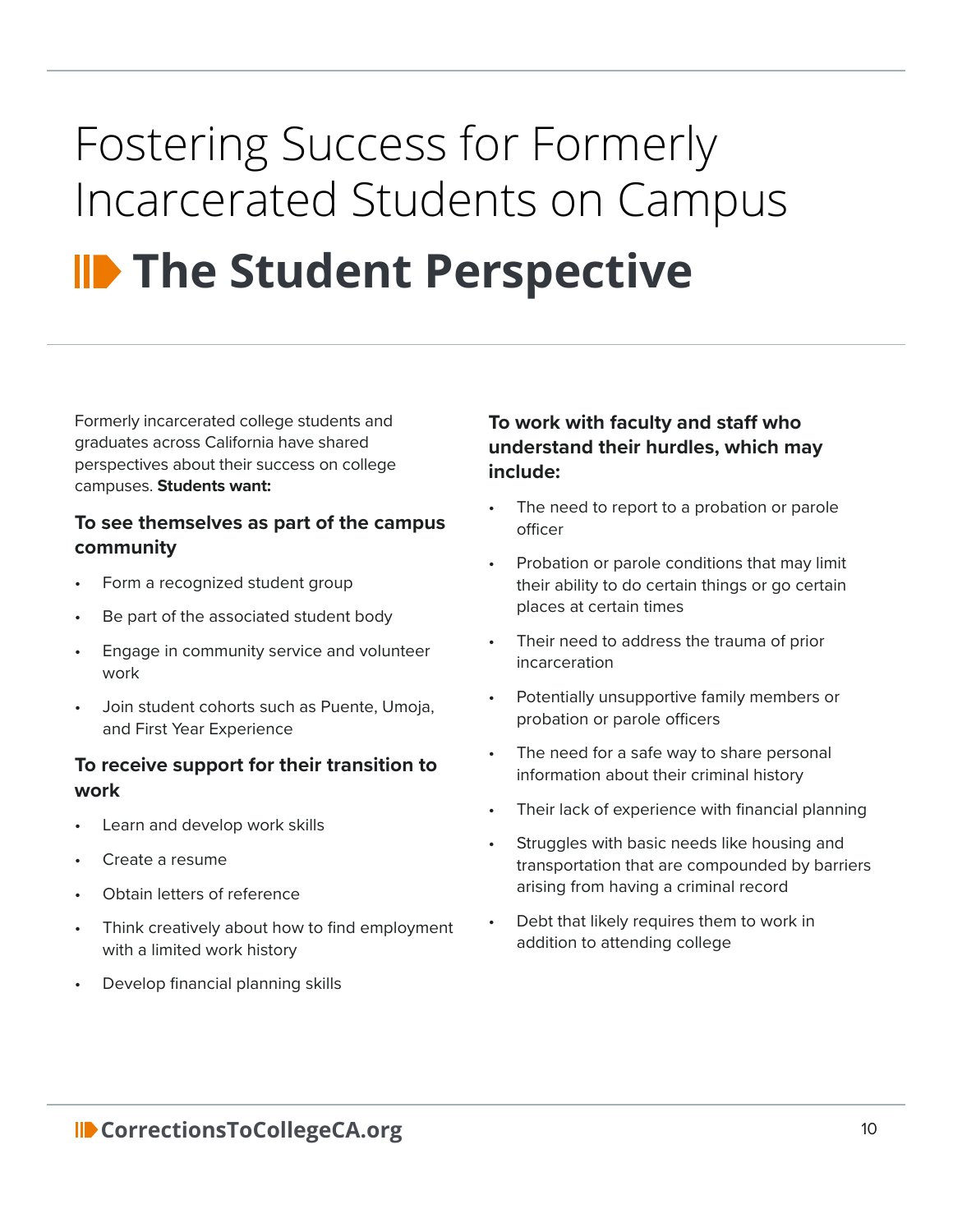# Fostering Success for Formerly Incarcerated Students on Campus

## The Student Perspective

Formerly incarcerated college students and graduates across California have shared perspectives about their success on college campuses. **Students want:**

### To see themselves as part of the campus community

- Form a recognized student group
- Be part of the associated student body
- Engage in community service and volunteer work
- Join student cohorts such as Puente, Umoja, and First Year Experience

### To receive support for their transition to work

- Learn and develop work skills
- Create a resume
- Obtain letters of reference
- Think creatively about how to find employment with a limited work history
- Develop financial planning skills

### To work with faculty and staff who understand their hurdles, which may include:

- The need to report to a probation or parole officer
- Probation or parole conditions that may limit their ability to do certain things or go certain places at certain times
- Their need to address the trauma of prior incarceration
- Potentially unsupportive family members or probation or parole officers
- The need for a safe way to share personal information about their criminal history
- Their lack of experience with financial planning
- Struggles with basic needs like housing and transportation that are compounded by barriers arising from having a criminal record
- Debt that likely requires them to work in addition to attending college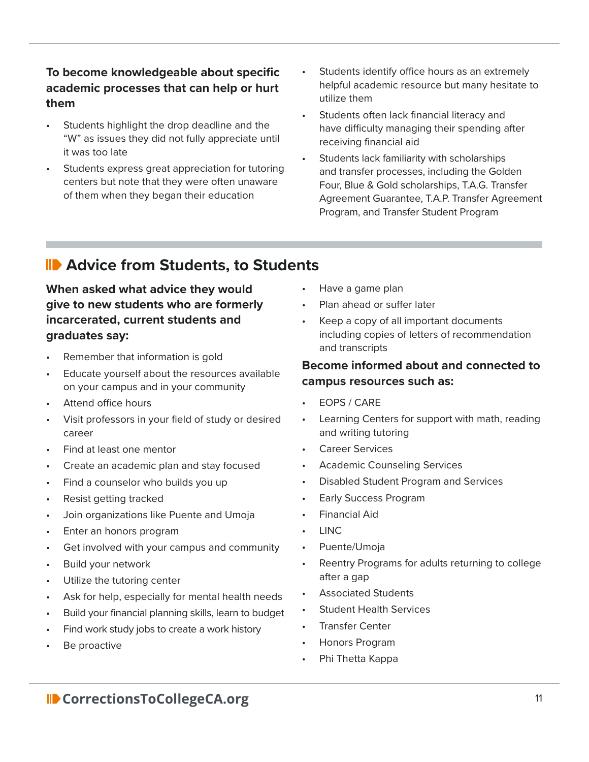**To become knowledgeable about specific academic processes that can help or hurt them**

- Students highlight the drop deadline and the "W" as issues they did not fully appreciate until it was too late
- Students express great appreciation for tutoring centers but note that they were often unaware of them when they began their education
- Students identify office hours as an extremely helpful academic resource but many hesitate to utilize them
- Students often lack financial literacy and have difficulty managing their spending after receiving financial aid
- Students lack familiarity with scholarships and transfer processes, including the Golden Four, Blue & Gold scholarships, T.A.G. Transfer Agreement Guarantee, T.A.P. Transfer Agreement Program, and Transfer Student Program

## Advice from Students, to Students

**When asked what advice they would give to new students who are formerly incarcerated, current students and graduates say:**

- Remember that information is gold
- Educate yourself about the resources available on your campus and in your community
- Attend office hours
- Visit professors in your field of study or desired career
- Find at least one mentor
- Create an academic plan and stay focused
- Find a counselor who builds you up
- Resist getting tracked
- Join organizations like Puente and Umoja
- Enter an honors program
- Get involved with your campus and community
- Build your network
- Utilize the tutoring center
- Ask for help, especially for mental health needs
- Build your financial planning skills, learn to budget
- Find work study jobs to create a work history
- Be proactive
- Have a game plan
- Plan ahead or suffer later
- Keep a copy of all important documents including copies of letters of recommendation and transcripts

**Become informed about and connected to campus resources such as:**

- EOPS / CARE
- Learning Centers for support with math, reading and writing tutoring
- Career Services
- Academic Counseling Services
- Disabled Student Program and Services
- Early Success Program
- Financial Aid
- LINC
- Puente/Umoja
- Reentry Programs for adults returning to college after a gap
- Associated Students
- Student Health Services
- Transfer Center
- Honors Program
- Phi Thetta Kappa